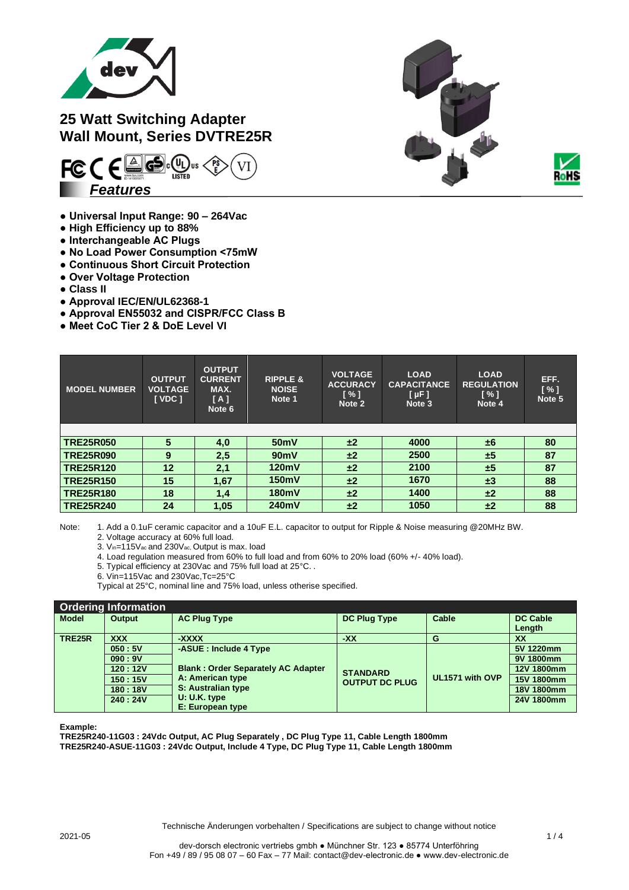# 25 Watt Switching Adapter Wall Mount, Series DVTRE25R

## Features

- Universal Input Range: 90 – 264Vac
- High Efficiency up to 88%
- Interchangeable AC Plugs
- No Load Power Consumption <75mW
- Continuous Short Circuit Protection
- Over Voltage Protection
- Class II
- Approval IEC/EN/UL62368-1
- Approval EN55032 and CISPR/FCC Class B
- Meet CoC Tier 2 & DoE Level VI

| MODEL NUMBER | OUTPUT VOLTAGE [ VDC ] | OUTPUT CURRENT MAX. [ A ] Note 6 | RIPPLE & NOISE Note 1 | VOLTAGE ACCURACY [ % ] Note 2 | LOAD CAPACITANCE [ µF ] Note 3 | LOAD REGULATION [ % ] Note 4 | EFF. [ % ] Note 5 |
|---|---|---|---|---|---|---|---|
| TRE25R050 | 5 | 4,0 | 50mV | ±2 | 4000 | ±6 | 80 |
| TRE25R090 | 9 | 2,5 | 90mV | ±2 | 2500 | ±5 | 87 |
| TRE25R120 | 12 | 2,1 | 120mV | ±2 | 2100 | ±5 | 87 |
| TRE25R150 | 15 | 1,67 | 150mV | ±2 | 1670 | ±3 | 88 |
| TRE25R180 | 18 | 1,4 | 180mV | ±2 | 1400 | ±2 | 88 |
| TRE25R240 | 24 | 1,05 | 240mV | ±2 | 1050 | ±2 | 88 |

Note:
1. Add a 0.1uF ceramic capacitor and a 10uF E.L. capacitor to output for Ripple & Noise measuring @20MHz BW.
2. Voltage accuracy at 60% full load.
3. $V_{in}$=115$V_{ac}$ and 230$V_{ac}$, Output is max. load
4. Load regulation measured from 60% to full load and from 60% to 20% load (60% +/- 40% load).
5. Typical efficiency at 230Vac and 75% full load at 25°C. .
6. Vin=115Vac and 230Vac,Tc=25°C

Typical at 25°C, nominal line and 75% load, unless otherise specified.

## Ordering Information

| Model | Output | AC Plug Type | DC Plug Type | Cable | DC Cable Length |
|---|---|---|---|---|---|
| TRE25R | XXX | -XXXX | -XX | G | XX |
| | 050 : 5V | -ASUE : Include 4 Type | STANDARD OUTPUT DC PLUG | UL1571 with OVP | 5V 1220mm |
| | 090 : 9V | | | | 9V 1800mm |
| | 120 : 12V | Blank : Order Separately AC Adapter | | | 12V 1800mm |
| | 150 : 15V | A: American type | | | 15V 1800mm |
| | 180 : 18V | S: Australian type | | | 18V 1800mm |
| | 240 : 24V | U: U.K. type<br>E: European type | | | 24V 1800mm |

**Example:**
**TRE25R240-11G03 : 24Vdc Output, AC Plug Separately , DC Plug Type 11, Cable Length 1800mm**
**TRE25R240-ASUE-11G03 : 24Vdc Output, Include 4 Type, DC Plug Type 11, Cable Length 1800mm**

Technische Änderungen vorbehalten / Specifications are subject to change without notice

2021-05

dev-dorsch electronic vertriebs gmbh ● Münchner Str. 123 ● 85774 Unterföhring
Fon +49 / 89 / 95 08 07 – 60 Fax – 77 Mail: contact@dev-electronic.de ● www.dev-electronic.de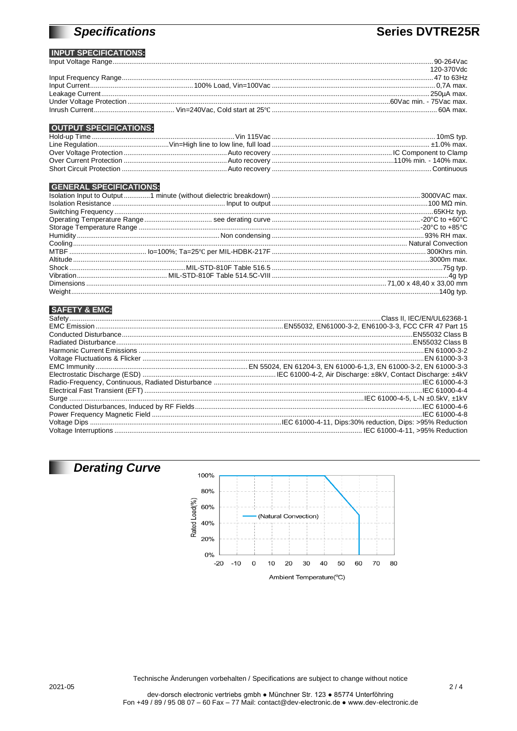# *Specifications* — Series DVTRE25R

## INPUT SPECIFICATIONS:

| Parameter | Condition | Value |
|---|---|---|
| Input Voltage Range | | 90-264Vac<br>120-370Vdc |
| Input Frequency Range | | 47 to 63Hz |
| Input Current | 100% Load, Vin=100Vac | 0,7A max. |
| Leakage Current | | 250µA max. |
| Under Voltage Protection | | 60Vac min. - 75Vac max. |
| Inrush Current | Vin=240Vac, Cold start at 25℃ | 60A max. |

## OUTPUT SPECIFICATIONS:

| Parameter | Condition | Value |
|---|---|---|
| Hold-up Time | Vin 115Vac | 10mS typ. |
| Line Regulation | Vin=High line to low line, full load | ±1.0% max. |
| Over Voltage Protection | Auto recovery | IC Component to Clamp |
| Over Current Protection | Auto recovery | 110% min. - 140% max. |
| Short Circuit Protection | Auto recovery | Continuous |

## GENERAL SPECIFICATIONS:

| Parameter | Condition | Value |
|---|---|---|
| Isolation Input to Output | 1 minute (without dielectric breakdown) | 3000VAC max. |
| Isolation Resistance | Input to output | 100 MΩ min. |
| Switching Frequency | | 65KHz typ. |
| Operating Temperature Range | see derating curve | -20°C to +60°C |
| Storage Temperature Range | | -20°C to +85°C |
| Humidity | Non condensing | 93% RH max. |
| Cooling | | Natural Convection |
| MTBF | Io=100%; Ta=25℃ per MIL-HDBK-217F | 300Khrs min. |
| Altitude | | 3000m max. |
| Shock | MIL-STD-810F Table 516.5 | 75g typ. |
| Vibration | MIL-STD-810F Table 514.5C-VIII | 4g typ |
| Dimensions | | 71,00 x 48,40 x 33,00 mm |
| Weight | | 140g typ. |

## SAFETY & EMC:

| Parameter | Value |
|---|---|
| Safety | Class II, IEC/EN/UL62368-1 |
| EMC Emission | EN55032, EN61000-3-2, EN6100-3-3, FCC CFR 47 Part 15 |
| Conducted Disturbance | EN55032 Class B |
| Radiated Disturbance | EN55032 Class B |
| Harmonic Current Emissions | EN 61000-3-2 |
| Voltage Fluctuations & Flicker | EN 61000-3-3 |
| EMC Immunity | EN 55024, EN 61204-3, EN 61000-6-1,3, EN 61000-3-2, EN 61000-3-3 |
| Electrostatic Discharge (ESD) | IEC 61000-4-2, Air Discharge: ±8kV, Contact Discharge: ±4kV |
| Radio-Frequency, Continuous, Radiated Disturbance | IEC 61000-4-3 |
| Electrical Fast Transient (EFT) | IEC 61000-4-4 |
| Surge | IEC 61000-4-5, L-N ±0.5kV, ±1kV |
| Conducted Disturbances, Induced by RF Fields | IEC 61000-4-6 |
| Power Frequency Magnetic Field | IEC 61000-4-8 |
| Voltage Dips | IEC 61000-4-11, Dips:30% reduction, Dips: >95% Reduction |
| Voltage Interruptions | IEC 61000-4-11, >95% Reduction |

# *Derating Curve*

Rated Load(%) vs. Ambient Temperature(°C) — (Natural Convection)

Technische Änderungen vorbehalten / Specifications are subject to change without notice

2021-05

dev-dorsch electronic vertriebs gmbh ● Münchner Str. 123 ● 85774 Unterföhring
Fon +49 / 89 / 95 08 07 – 60 Fax – 77 Mail: contact@dev-electronic.de ● www.dev-electronic.de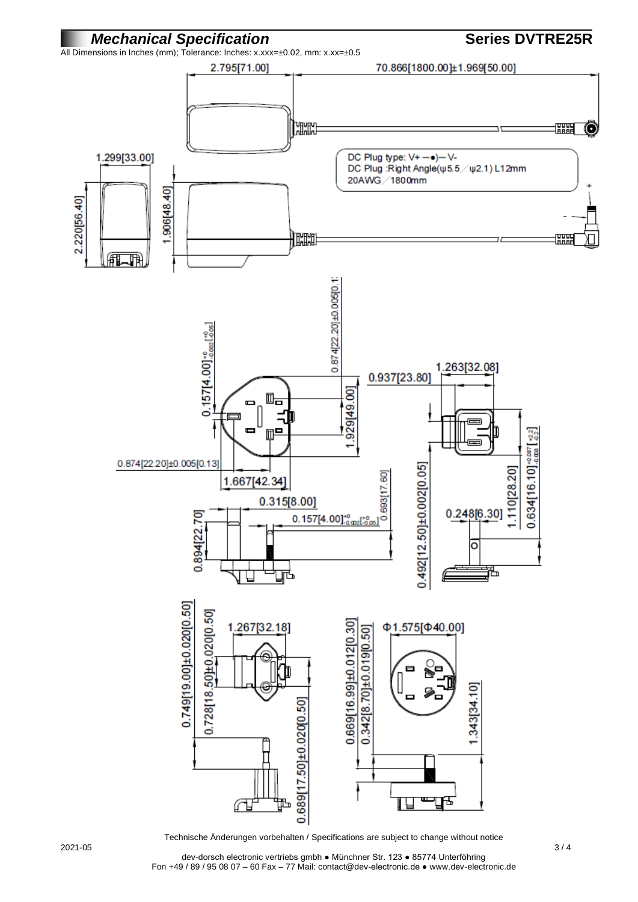## *Mechanical Specification*

**Series DVTRE25R**

All Dimensions in Inches (mm); Tolerance: Inches: x.xxx=±0.02, mm: x.xx=±0.5

DC Plug type: V+ —●)— V-
DC Plug :Right Angle(ψ5.5 ⁄ ψ2.1) L12mm
20AWG ⁄ 1800mm

2.795[71.00]
70.866[1800.00]±1.969[50.00]
1.299[33.00]
2.220[56.40]
1.906[48.40]

0.157[4.00] $^{+0}_{-0.002}$ [$^{+0}_{-0.05}$]
0.874[22.20]±0.005[0.13]
1.929[49.00]
0.874[22.20]±0.005[0.13]
1.667[42.34]
0.937[23.80]
1.263[32.08]
0.634[16.10] $^{+0.087}_{-0.008}$ [$^{+2.2}_{-0.2}$]
1.110[28.20]
0.492[12.50]±0.002[0.05]
0.248[6.30]
0.315[8.00]
0.157[4.00] $^{+0}_{-0.002}$ [$^{+0}_{-0.05}$]
0.693[17.60]
0.894[22.70]

0.749[19.00]±0.020[0.50]
0.728[18.50]±0.020[0.50]
1.267[32.18]
0.689[17.50]±0.020[0.50]
0.669[16.99]±0.012[0.30]
0.342[8.70]±0.019[0.50]
Φ1.575[Φ40.00]
1.343[34.10]

Technische Änderungen vorbehalten / Specifications are subject to change without notice

2021-05

dev-dorsch electronic vertriebs gmbh ● Münchner Str. 123 ● 85774 Unterföhring
Fon +49 / 89 / 95 08 07 – 60 Fax – 77 Mail: contact@dev-electronic.de ● www.dev-electronic.de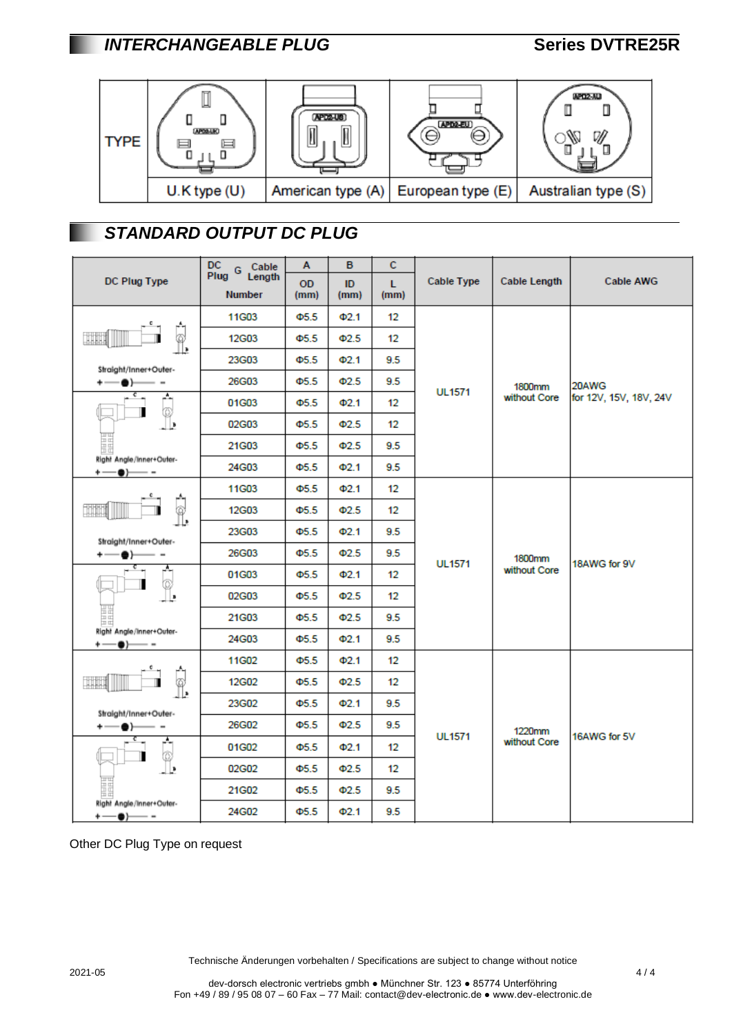## INTERCHANGEABLE PLUG

**Series DVTRE25R**

| TYPE | U.K type (U) | American type (A) | European type (E) | Australian type (S) |
|---|---|---|---|---|

## STANDARD OUTPUT DC PLUG

| DC Plug Type | DC Plug G Cable Length Number | A OD (mm) | B ID (mm) | C L (mm) | Cable Type | Cable Length | Cable AWG |
|---|---|---|---|---|---|---|---|
| Straight/Inner+Outer- | 11G03 | Φ5.5 | Φ2.1 | 12 | UL1571 | 1800mm without Core | 20AWG for 12V, 15V, 18V, 24V |
| | 12G03 | Φ5.5 | Φ2.5 | 12 | | | |
| | 23G03 | Φ5.5 | Φ2.1 | 9.5 | | | |
| | 26G03 | Φ5.5 | Φ2.5 | 9.5 | | | |
| Right Angle/Inner+Outer- | 01G03 | Φ5.5 | Φ2.1 | 12 | | | |
| | 02G03 | Φ5.5 | Φ2.5 | 12 | | | |
| | 21G03 | Φ5.5 | Φ2.5 | 9.5 | | | |
| | 24G03 | Φ5.5 | Φ2.1 | 9.5 | | | |
| Straight/Inner+Outer- | 11G03 | Φ5.5 | Φ2.1 | 12 | UL1571 | 1800mm without Core | 18AWG for 9V |
| | 12G03 | Φ5.5 | Φ2.5 | 12 | | | |
| | 23G03 | Φ5.5 | Φ2.1 | 9.5 | | | |
| | 26G03 | Φ5.5 | Φ2.5 | 9.5 | | | |
| Right Angle/Inner+Outer- | 01G03 | Φ5.5 | Φ2.1 | 12 | | | |
| | 02G03 | Φ5.5 | Φ2.5 | 12 | | | |
| | 21G03 | Φ5.5 | Φ2.5 | 9.5 | | | |
| | 24G03 | Φ5.5 | Φ2.1 | 9.5 | | | |
| Straight/Inner+Outer- | 11G02 | Φ5.5 | Φ2.1 | 12 | UL1571 | 1220mm without Core | 16AWG for 5V |
| | 12G02 | Φ5.5 | Φ2.5 | 12 | | | |
| | 23G02 | Φ5.5 | Φ2.1 | 9.5 | | | |
| | 26G02 | Φ5.5 | Φ2.5 | 9.5 | | | |
| Right Angle/Inner+Outer- | 01G02 | Φ5.5 | Φ2.1 | 12 | | | |
| | 02G02 | Φ5.5 | Φ2.5 | 12 | | | |
| | 21G02 | Φ5.5 | Φ2.5 | 9.5 | | | |
| | 24G02 | Φ5.5 | Φ2.1 | 9.5 | | | |

Other DC Plug Type on request

Technische Änderungen vorbehalten / Specifications are subject to change without notice

2021-05

dev-dorsch electronic vertriebs gmbh ● Münchner Str. 123 ● 85774 Unterföhring
Fon +49 / 89 / 95 08 07 – 60 Fax – 77 Mail: contact@dev-electronic.de ● www.dev-electronic.de